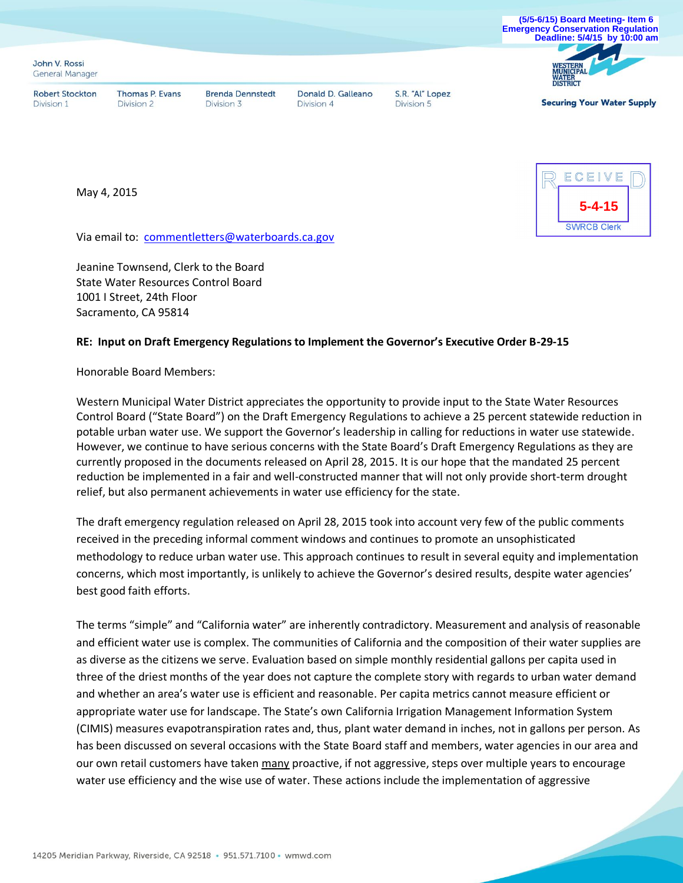(5/5-6/15) Board Meeting- Item 6
Emergency Conservation Regulation
Deadline: 5/4/15 by 10:00 am

John V. Rossi
General Manager

Robert Stockton, Division 1 | Thomas P. Evans, Division 2 | Brenda Dennstedt, Division 3 | Donald D. Galleano, Division 4 | S.R. "Al" Lopez, Division 5

WESTERN MUNICIPAL WATER DISTRICT
Securing Your Water Supply

RECEIVED
5-4-15
SWRCB Clerk

May 4, 2015

Via email to: commentletters@waterboards.ca.gov

Jeanine Townsend, Clerk to the Board
State Water Resources Control Board
1001 I Street, 24th Floor
Sacramento, CA 95814

**RE: Input on Draft Emergency Regulations to Implement the Governor's Executive Order B-29-15**

Honorable Board Members:

Western Municipal Water District appreciates the opportunity to provide input to the State Water Resources Control Board ("State Board") on the Draft Emergency Regulations to achieve a 25 percent statewide reduction in potable urban water use. We support the Governor's leadership in calling for reductions in water use statewide. However, we continue to have serious concerns with the State Board's Draft Emergency Regulations as they are currently proposed in the documents released on April 28, 2015. It is our hope that the mandated 25 percent reduction be implemented in a fair and well-constructed manner that will not only provide short-term drought relief, but also permanent achievements in water use efficiency for the state.

The draft emergency regulation released on April 28, 2015 took into account very few of the public comments received in the preceding informal comment windows and continues to promote an unsophisticated methodology to reduce urban water use. This approach continues to result in several equity and implementation concerns, which most importantly, is unlikely to achieve the Governor's desired results, despite water agencies' best good faith efforts.

The terms "simple" and "California water" are inherently contradictory. Measurement and analysis of reasonable and efficient water use is complex. The communities of California and the composition of their water supplies are as diverse as the citizens we serve. Evaluation based on simple monthly residential gallons per capita used in three of the driest months of the year does not capture the complete story with regards to urban water demand and whether an area's water use is efficient and reasonable. Per capita metrics cannot measure efficient or appropriate water use for landscape. The State's own California Irrigation Management Information System (CIMIS) measures evapotranspiration rates and, thus, plant water demand in inches, not in gallons per person. As has been discussed on several occasions with the State Board staff and members, water agencies in our area and our own retail customers have taken <u>many</u> proactive, if not aggressive, steps over multiple years to encourage water use efficiency and the wise use of water. These actions include the implementation of aggressive

14205 Meridian Parkway, Riverside, CA 92518 • 951.571.7100 • wmwd.com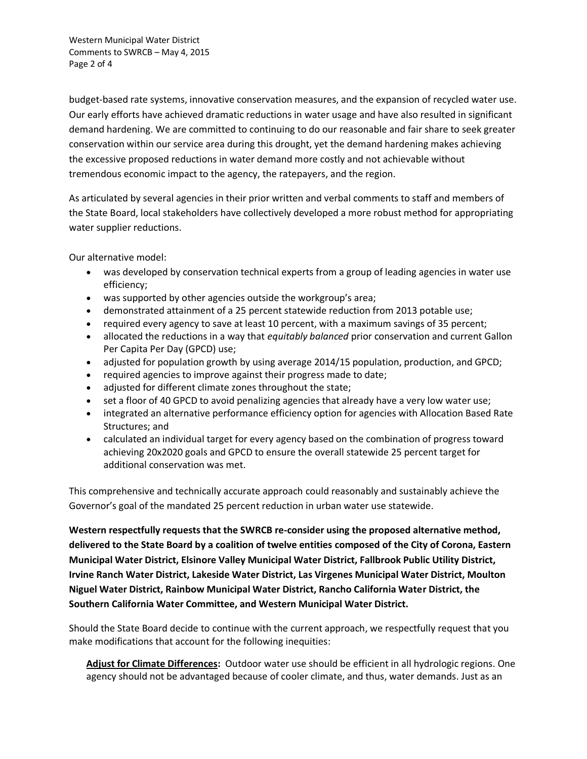budget-based rate systems, innovative conservation measures, and the expansion of recycled water use. Our early efforts have achieved dramatic reductions in water usage and have also resulted in significant demand hardening. We are committed to continuing to do our reasonable and fair share to seek greater conservation within our service area during this drought, yet the demand hardening makes achieving the excessive proposed reductions in water demand more costly and not achievable without tremendous economic impact to the agency, the ratepayers, and the region.

As articulated by several agencies in their prior written and verbal comments to staff and members of the State Board, local stakeholders have collectively developed a more robust method for appropriating water supplier reductions.

Our alternative model:

- was developed by conservation technical experts from a group of leading agencies in water use efficiency;
- was supported by other agencies outside the workgroup's area;
- demonstrated attainment of a 25 percent statewide reduction from 2013 potable use;
- required every agency to save at least 10 percent, with a maximum savings of 35 percent;
- allocated the reductions in a way that *equitably balanced* prior conservation and current Gallon Per Capita Per Day (GPCD) use;
- adjusted for population growth by using average 2014/15 population, production, and GPCD;
- required agencies to improve against their progress made to date;
- adjusted for different climate zones throughout the state;
- set a floor of 40 GPCD to avoid penalizing agencies that already have a very low water use;
- integrated an alternative performance efficiency option for agencies with Allocation Based Rate Structures; and
- calculated an individual target for every agency based on the combination of progress toward achieving 20x2020 goals and GPCD to ensure the overall statewide 25 percent target for additional conservation was met.

This comprehensive and technically accurate approach could reasonably and sustainably achieve the Governor's goal of the mandated 25 percent reduction in urban water use statewide.

**Western respectfully requests that the SWRCB re-consider using the proposed alternative method, delivered to the State Board by a coalition of twelve entities composed of the City of Corona, Eastern Municipal Water District, Elsinore Valley Municipal Water District, Fallbrook Public Utility District, Irvine Ranch Water District, Lakeside Water District, Las Virgenes Municipal Water District, Moulton Niguel Water District, Rainbow Municipal Water District, Rancho California Water District, the Southern California Water Committee, and Western Municipal Water District.**

Should the State Board decide to continue with the current approach, we respectfully request that you make modifications that account for the following inequities:

**Adjust for Climate Differences:** Outdoor water use should be efficient in all hydrologic regions. One agency should not be advantaged because of cooler climate, and thus, water demands. Just as an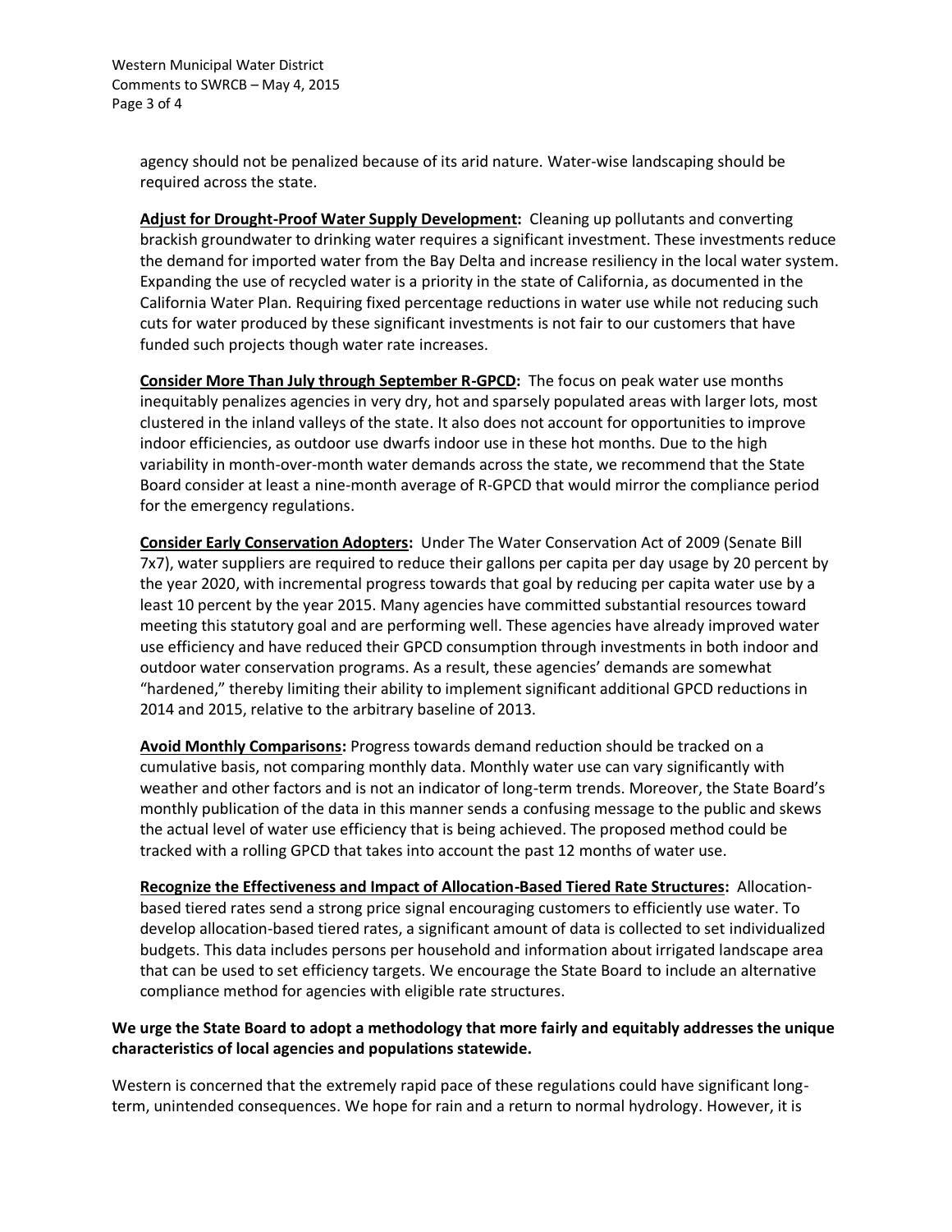agency should not be penalized because of its arid nature. Water-wise landscaping should be required across the state.

**Adjust for Drought-Proof Water Supply Development:** Cleaning up pollutants and converting brackish groundwater to drinking water requires a significant investment. These investments reduce the demand for imported water from the Bay Delta and increase resiliency in the local water system. Expanding the use of recycled water is a priority in the state of California, as documented in the California Water Plan. Requiring fixed percentage reductions in water use while not reducing such cuts for water produced by these significant investments is not fair to our customers that have funded such projects though water rate increases.

**Consider More Than July through September R-GPCD:** The focus on peak water use months inequitably penalizes agencies in very dry, hot and sparsely populated areas with larger lots, most clustered in the inland valleys of the state. It also does not account for opportunities to improve indoor efficiencies, as outdoor use dwarfs indoor use in these hot months. Due to the high variability in month-over-month water demands across the state, we recommend that the State Board consider at least a nine-month average of R-GPCD that would mirror the compliance period for the emergency regulations.

**Consider Early Conservation Adopters:** Under The Water Conservation Act of 2009 (Senate Bill 7x7), water suppliers are required to reduce their gallons per capita per day usage by 20 percent by the year 2020, with incremental progress towards that goal by reducing per capita water use by a least 10 percent by the year 2015. Many agencies have committed substantial resources toward meeting this statutory goal and are performing well. These agencies have already improved water use efficiency and have reduced their GPCD consumption through investments in both indoor and outdoor water conservation programs. As a result, these agencies' demands are somewhat "hardened," thereby limiting their ability to implement significant additional GPCD reductions in 2014 and 2015, relative to the arbitrary baseline of 2013.

**Avoid Monthly Comparisons:** Progress towards demand reduction should be tracked on a cumulative basis, not comparing monthly data. Monthly water use can vary significantly with weather and other factors and is not an indicator of long-term trends. Moreover, the State Board's monthly publication of the data in this manner sends a confusing message to the public and skews the actual level of water use efficiency that is being achieved. The proposed method could be tracked with a rolling GPCD that takes into account the past 12 months of water use.

**Recognize the Effectiveness and Impact of Allocation-Based Tiered Rate Structures:** Allocation-based tiered rates send a strong price signal encouraging customers to efficiently use water. To develop allocation-based tiered rates, a significant amount of data is collected to set individualized budgets. This data includes persons per household and information about irrigated landscape area that can be used to set efficiency targets. We encourage the State Board to include an alternative compliance method for agencies with eligible rate structures.

**We urge the State Board to adopt a methodology that more fairly and equitably addresses the unique characteristics of local agencies and populations statewide.**

Western is concerned that the extremely rapid pace of these regulations could have significant long-term, unintended consequences. We hope for rain and a return to normal hydrology. However, it is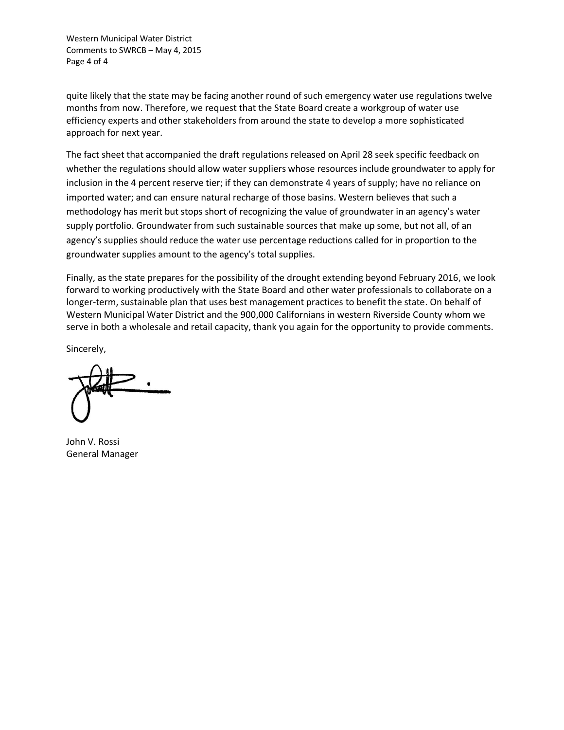quite likely that the state may be facing another round of such emergency water use regulations twelve months from now. Therefore, we request that the State Board create a workgroup of water use efficiency experts and other stakeholders from around the state to develop a more sophisticated approach for next year.

The fact sheet that accompanied the draft regulations released on April 28 seek specific feedback on whether the regulations should allow water suppliers whose resources include groundwater to apply for inclusion in the 4 percent reserve tier; if they can demonstrate 4 years of supply; have no reliance on imported water; and can ensure natural recharge of those basins. Western believes that such a methodology has merit but stops short of recognizing the value of groundwater in an agency's water supply portfolio. Groundwater from such sustainable sources that make up some, but not all, of an agency's supplies should reduce the water use percentage reductions called for in proportion to the groundwater supplies amount to the agency's total supplies.

Finally, as the state prepares for the possibility of the drought extending beyond February 2016, we look forward to working productively with the State Board and other water professionals to collaborate on a longer-term, sustainable plan that uses best management practices to benefit the state. On behalf of Western Municipal Water District and the 900,000 Californians in western Riverside County whom we serve in both a wholesale and retail capacity, thank you again for the opportunity to provide comments.

Sincerely,

John V. Rossi
General Manager